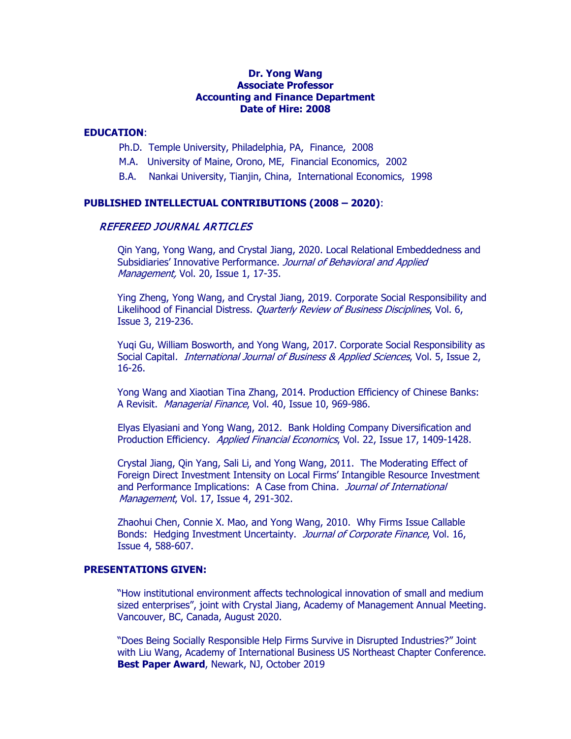**Dr. Yong Wang**
**Associate Professor**
**Accounting and Finance Department**
**Date of Hire: 2008**

## EDUCATION:

Ph.D. Temple University, Philadelphia, PA, Finance, 2008

M.A. University of Maine, Orono, ME, Financial Economics, 2002

B.A. Nankai University, Tianjin, China, International Economics, 1998

## PUBLISHED INTELLECTUAL CONTRIBUTIONS (2008 – 2020):

### *REFEREED JOURNAL ARTICLES*

Qin Yang, Yong Wang, and Crystal Jiang, 2020. Local Relational Embeddedness and Subsidiaries' Innovative Performance. *Journal of Behavioral and Applied Management,* Vol. 20, Issue 1, 17-35.

Ying Zheng, Yong Wang, and Crystal Jiang, 2019. Corporate Social Responsibility and Likelihood of Financial Distress. *Quarterly Review of Business Disciplines*, Vol. 6, Issue 3, 219-236.

Yuqi Gu, William Bosworth, and Yong Wang, 2017. Corporate Social Responsibility as Social Capital*. International Journal of Business & Applied Sciences*, Vol. 5, Issue 2, 16-26.

Yong Wang and Xiaotian Tina Zhang, 2014. Production Efficiency of Chinese Banks: A Revisit. *Managerial Finance*, Vol. 40, Issue 10, 969-986.

Elyas Elyasiani and Yong Wang, 2012. Bank Holding Company Diversification and Production Efficiency. *Applied Financial Economics*, Vol. 22, Issue 17, 1409-1428.

Crystal Jiang, Qin Yang, Sali Li, and Yong Wang, 2011. The Moderating Effect of Foreign Direct Investment Intensity on Local Firms' Intangible Resource Investment and Performance Implications: A Case from China*. Journal of International Management*, Vol. 17, Issue 4, 291-302.

Zhaohui Chen, Connie X. Mao, and Yong Wang, 2010. Why Firms Issue Callable Bonds: Hedging Investment Uncertainty. *Journal of Corporate Finance*, Vol. 16, Issue 4, 588-607.

## PRESENTATIONS GIVEN:

"How institutional environment affects technological innovation of small and medium sized enterprises", joint with Crystal Jiang, Academy of Management Annual Meeting. Vancouver, BC, Canada, August 2020.

"Does Being Socially Responsible Help Firms Survive in Disrupted Industries?" Joint with Liu Wang, Academy of International Business US Northeast Chapter Conference. **Best Paper Award**, Newark, NJ, October 2019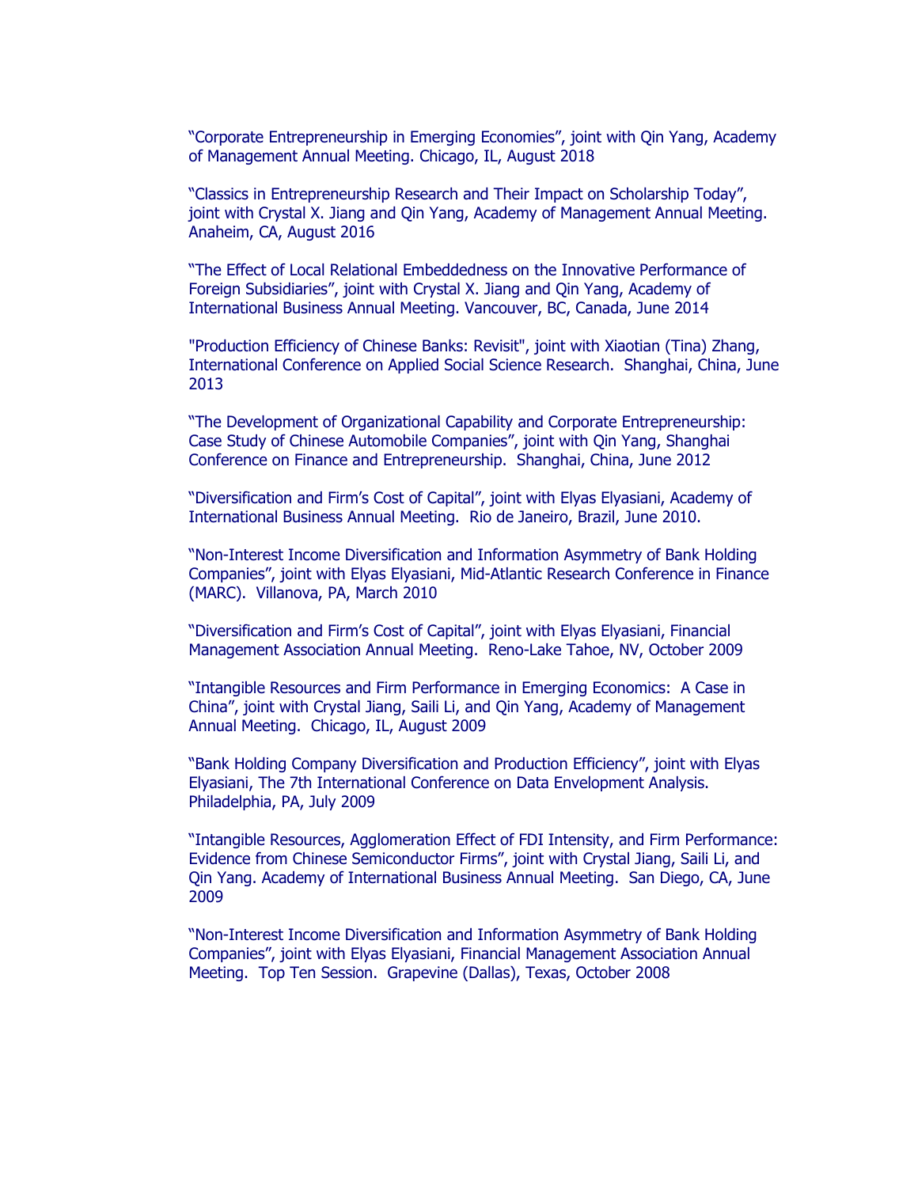“Corporate Entrepreneurship in Emerging Economies”, joint with Qin Yang, Academy of Management Annual Meeting. Chicago, IL, August 2018

“Classics in Entrepreneurship Research and Their Impact on Scholarship Today”, joint with Crystal X. Jiang and Qin Yang, Academy of Management Annual Meeting. Anaheim, CA, August 2016

“The Effect of Local Relational Embeddedness on the Innovative Performance of Foreign Subsidiaries”, joint with Crystal X. Jiang and Qin Yang, Academy of International Business Annual Meeting. Vancouver, BC, Canada, June 2014

"Production Efficiency of Chinese Banks: Revisit", joint with Xiaotian (Tina) Zhang, International Conference on Applied Social Science Research. Shanghai, China, June 2013

“The Development of Organizational Capability and Corporate Entrepreneurship: Case Study of Chinese Automobile Companies”, joint with Qin Yang, Shanghai Conference on Finance and Entrepreneurship. Shanghai, China, June 2012

“Diversification and Firm’s Cost of Capital”, joint with Elyas Elyasiani, Academy of International Business Annual Meeting. Rio de Janeiro, Brazil, June 2010.

“Non-Interest Income Diversification and Information Asymmetry of Bank Holding Companies”, joint with Elyas Elyasiani, Mid-Atlantic Research Conference in Finance (MARC). Villanova, PA, March 2010

“Diversification and Firm’s Cost of Capital”, joint with Elyas Elyasiani, Financial Management Association Annual Meeting. Reno-Lake Tahoe, NV, October 2009

“Intangible Resources and Firm Performance in Emerging Economics: A Case in China”, joint with Crystal Jiang, Saili Li, and Qin Yang, Academy of Management Annual Meeting. Chicago, IL, August 2009

“Bank Holding Company Diversification and Production Efficiency”, joint with Elyas Elyasiani, The 7th International Conference on Data Envelopment Analysis. Philadelphia, PA, July 2009

“Intangible Resources, Agglomeration Effect of FDI Intensity, and Firm Performance: Evidence from Chinese Semiconductor Firms”, joint with Crystal Jiang, Saili Li, and Qin Yang. Academy of International Business Annual Meeting. San Diego, CA, June 2009

“Non-Interest Income Diversification and Information Asymmetry of Bank Holding Companies”, joint with Elyas Elyasiani, Financial Management Association Annual Meeting. Top Ten Session. Grapevine (Dallas), Texas, October 2008